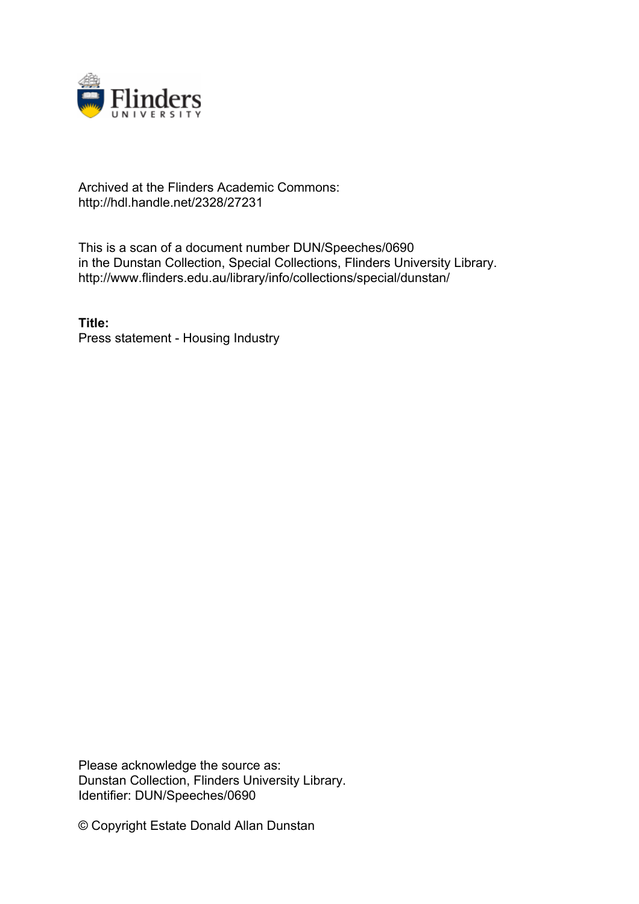Archived at the Flinders Academic Commons:
http://hdl.handle.net/2328/27231

This is a scan of a document number DUN/Speeches/0690
in the Dunstan Collection, Special Collections, Flinders University Library.
http://www.flinders.edu.au/library/info/collections/special/dunstan/

**Title:**
Press statement - Housing Industry

Please acknowledge the source as:
Dunstan Collection, Flinders University Library.
Identifier: DUN/Speeches/0690

© Copyright Estate Donald Allan Dunstan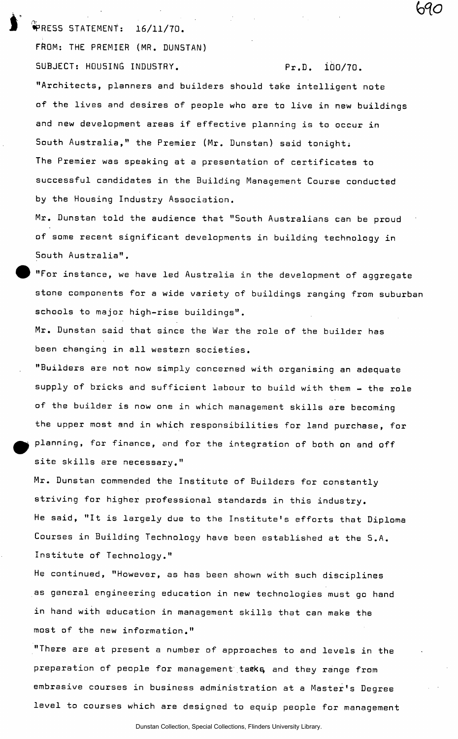PRESS STATEMENT: 16/11/70.

FROM: THE PREMIER (MR. DUNSTAN)

SUBJECT: HOUSING INDUSTRY. Pr.D. 100/70.

"Architects, planners and builders should take intelligent note of the lives and desires of people who are to live in new buildings and new development areas if effective planning is to occur in South Australia," the Premier (Mr. Dunstan) said tonight.

The Premier was speaking at a presentation of certificates to successful candidates in the Building Management Course conducted by the Housing Industry Association.

Mr. Dunstan told the audience that "South Australians can be proud of some recent significant developments in building technology in South Australia".

"For instance, we have led Australia in the development of aggregate stone components for a wide variety of buildings ranging from suburban schools to major high-rise buildings".

Mr. Dunstan said that since the War the role of the builder has been changing in all western societies.

"Builders are not now simply concerned with organising an adequate supply of bricks and sufficient labour to build with them - the role of the builder is now one in which management skills are becoming the upper most and in which responsibilities for land purchase, for planning, for finance, and for the integration of both on and off site skills are necessary."

Mr. Dunstan commended the Institute of Builders for constantly striving for higher professional standards in this industry.

He said, "It is largely due to the Institute's efforts that Diploma Courses in Building Technology have been established at the S.A. Institute of Technology."

He continued, "However, as has been shown with such disciplines as general engineering education in new technologies must go hand in hand with education in management skills that can make the most of the new information."

"There are at present a number of approaches to and levels in the preparation of people for management tasks and they range from embrasive courses in business administration at a Master's Degree level to courses which are designed to equip people for management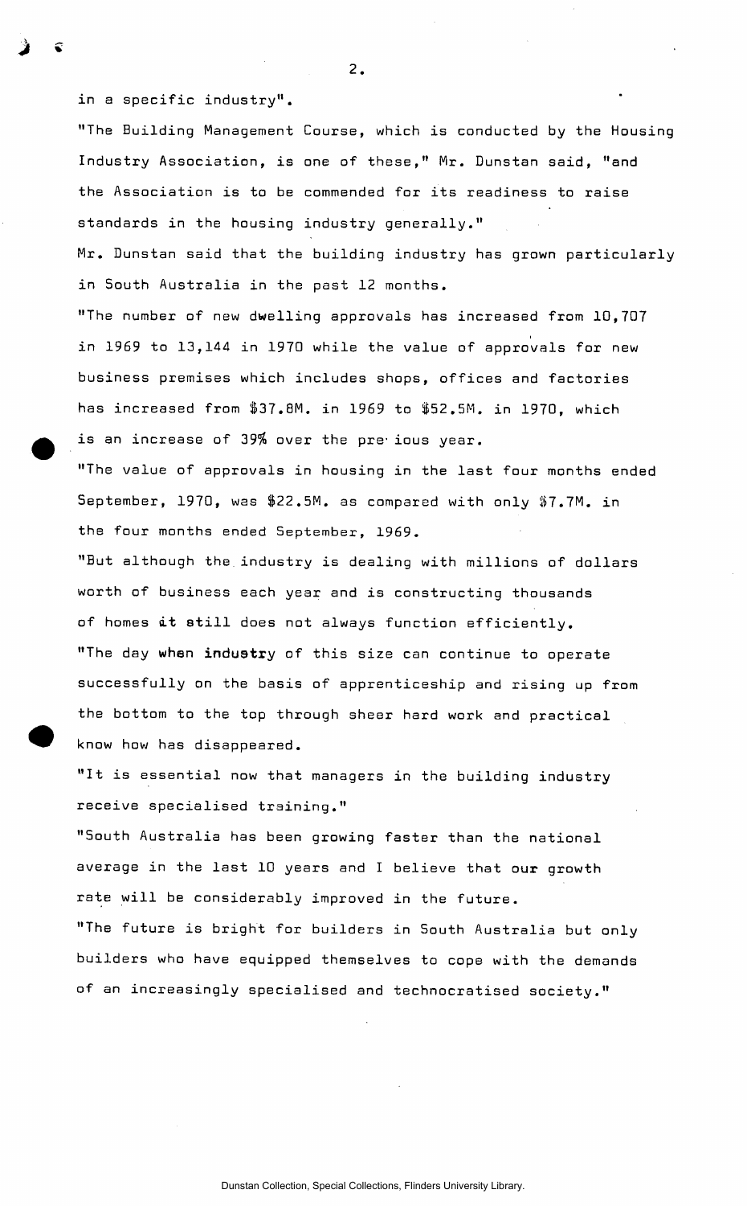in a specific industry".

"The Building Management Course, which is conducted by the Housing Industry Association, is one of these," Mr. Dunstan said, "and the Association is to be commended for its readiness to raise standards in the housing industry generally."

Mr. Dunstan said that the building industry has grown particularly in South Australia in the past 12 months.

"The number of new dwelling approvals has increased from 10,707 in 1969 to 13,144 in 1970 while the value of approvals for new business premises which includes shops, offices and factories has increased from $37.8M. in 1969 to $52.5M. in 1970, which is an increase of 39% over the previous year.

"The value of approvals in housing in the last four months ended September, 1970, was $22.5M. as compared with only $7.7M. in the four months ended September, 1969.

"But although the industry is dealing with millions of dollars worth of business each year and is constructing thousands of homes it still does not always function efficiently.

"The day when industry of this size can continue to operate successfully on the basis of apprenticeship and rising up from the bottom to the top through sheer hard work and practical know how has disappeared.

"It is essential now that managers in the building industry receive specialised training."

"South Australia has been growing faster than the national average in the last 10 years and I believe that our growth rate will be considerably improved in the future.

"The future is bright for builders in South Australia but only builders who have equipped themselves to cope with the demands of an increasingly specialised and technocratised society."